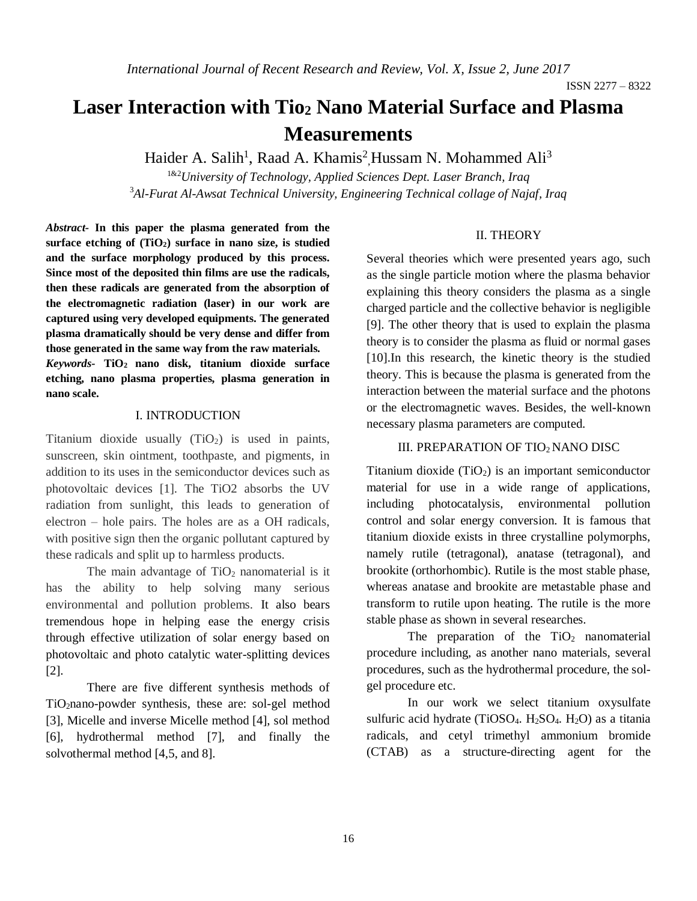# Laser Interaction with $TiO_2$ Nano Material Surface and Plasma Measurements

Haider A. Salih[1], Raad A. Khamis[2], Hussam N. Mohammed Ali[3]

[1&2] *University of Technology, Applied Sciences Dept. Laser Branch, Iraq*

[3] *Al-Furat Al-Awsat Technical University, Engineering Technical collage of Najaf, Iraq*

***Abstract-*** **In this paper the plasma generated from the surface etching of ($TiO_2$) surface in nano size, is studied and the surface morphology produced by this process. Since most of the deposited thin films are use the radicals, then these radicals are generated from the absorption of the electromagnetic radiation (laser) in our work are captured using very developed equipments. The generated plasma dramatically should be very dense and differ from those generated in the same way from the raw materials.**

***Keywords-*** **$TiO_2$ nano disk, titanium dioxide surface etching, nano plasma properties, plasma generation in nano scale.**

## I. INTRODUCTION

Titanium dioxide usually ($TiO_2$) is used in paints, sunscreen, skin ointment, toothpaste, and pigments, in addition to its uses in the semiconductor devices such as photovoltaic devices [1]. The TiO2 absorbs the UV radiation from sunlight, this leads to generation of electron – hole pairs. The holes are as a OH radicals, with positive sign then the organic pollutant captured by these radicals and split up to harmless products.

The main advantage of $TiO_2$ nanomaterial is it has the ability to help solving many serious environmental and pollution problems. It also bears tremendous hope in helping ease the energy crisis through effective utilization of solar energy based on photovoltaic and photo catalytic water-splitting devices [2].

There are five different synthesis methods of $TiO_2$nano-powder synthesis, these are: sol-gel method [3], Micelle and inverse Micelle method [4], sol method [6], hydrothermal method [7], and finally the solvothermal method [4,5, and 8].

## II. THEORY

Several theories which were presented years ago, such as the single particle motion where the plasma behavior explaining this theory considers the plasma as a single charged particle and the collective behavior is negligible [9]. The other theory that is used to explain the plasma theory is to consider the plasma as fluid or normal gases [10].In this research, the kinetic theory is the studied theory. This is because the plasma is generated from the interaction between the material surface and the photons or the electromagnetic waves. Besides, the well-known necessary plasma parameters are computed.

## III. PREPARATION OF $TIO_2$ NANO DISC

Titanium dioxide ($TiO_2$) is an important semiconductor material for use in a wide range of applications, including photocatalysis, environmental pollution control and solar energy conversion. It is famous that titanium dioxide exists in three crystalline polymorphs, namely rutile (tetragonal), anatase (tetragonal), and brookite (orthorhombic). Rutile is the most stable phase, whereas anatase and brookite are metastable phase and transform to rutile upon heating. The rutile is the more stable phase as shown in several researches.

The preparation of the $TiO_2$ nanomaterial procedure including, as another nano materials, several procedures, such as the hydrothermal procedure, the sol-gel procedure etc.

In our work we select titanium oxysulfate sulfuric acid hydrate ($TiOSO_4$. $H_2SO_4$. $H_2O$) as a titania radicals, and cetyl trimethyl ammonium bromide (CTAB) as a structure-directing agent for the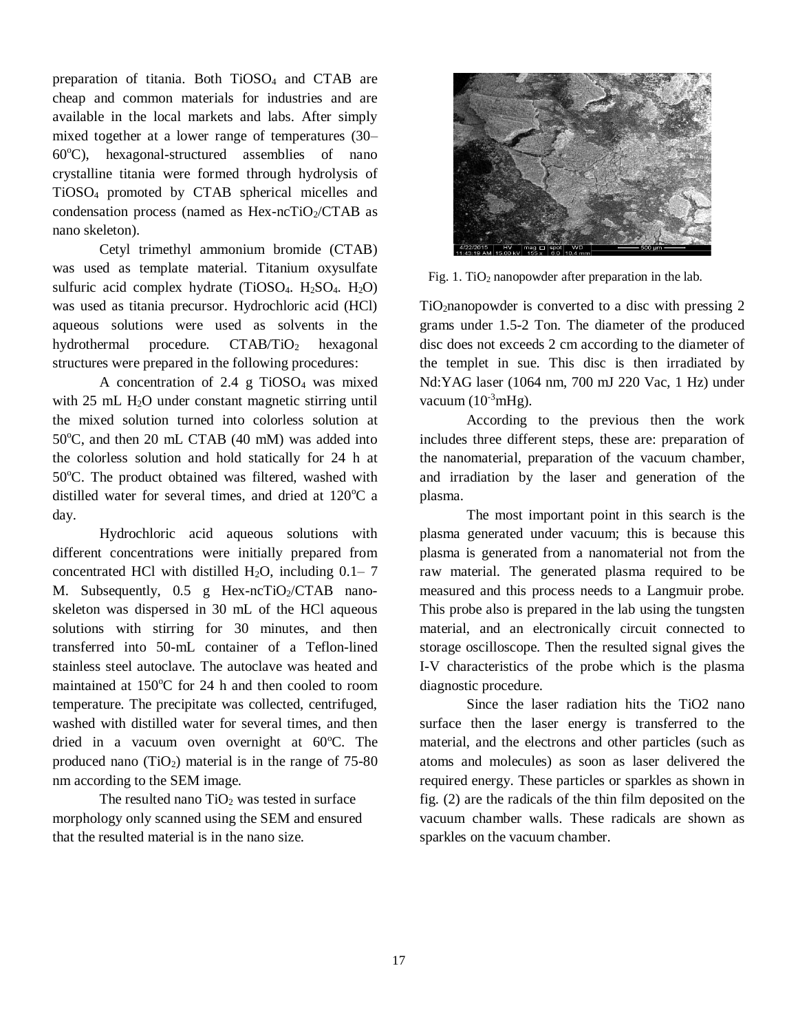preparation of titania. Both $TiOSO_4$ and CTAB are cheap and common materials for industries and are available in the local markets and labs. After simply mixed together at a lower range of temperatures (30–60°C), hexagonal-structured assemblies of nano crystalline titania were formed through hydrolysis of $TiOSO_4$ promoted by CTAB spherical micelles and condensation process (named as Hex-nc$TiO_2$/CTAB as nano skeleton).

Cetyl trimethyl ammonium bromide (CTAB) was used as template material. Titanium oxysulfate sulfuric acid complex hydrate ($TiOSO_4$. $H_2SO_4$. $H_2O$) was used as titania precursor. Hydrochloric acid (HCl) aqueous solutions were used as solvents in the hydrothermal procedure. CTAB/$TiO_2$ hexagonal structures were prepared in the following procedures:

A concentration of 2.4 g $TiOSO_4$ was mixed with 25 mL $H_2O$ under constant magnetic stirring until the mixed solution turned into colorless solution at 50°C, and then 20 mL CTAB (40 mM) was added into the colorless solution and hold statically for 24 h at 50°C. The product obtained was filtered, washed with distilled water for several times, and dried at 120°C a day.

Hydrochloric acid aqueous solutions with different concentrations were initially prepared from concentrated HCl with distilled $H_2O$, including 0.1– 7 M. Subsequently, 0.5 g Hex-nc$TiO_2$/CTAB nano-skeleton was dispersed in 30 mL of the HCl aqueous solutions with stirring for 30 minutes, and then transferred into 50-mL container of a Teflon-lined stainless steel autoclave. The autoclave was heated and maintained at 150°C for 24 h and then cooled to room temperature. The precipitate was collected, centrifuged, washed with distilled water for several times, and then dried in a vacuum oven overnight at 60ºC. The produced nano ($TiO_2$) material is in the range of 75-80 nm according to the SEM image.

The resulted nano $TiO_2$ was tested in surface morphology only scanned using the SEM and ensured that the resulted material is in the nano size.

Fig. 1. $TiO_2$ nanopowder after preparation in the lab.

$TiO_2$nanopowder is converted to a disc with pressing 2 grams under 1.5-2 Ton. The diameter of the produced disc does not exceeds 2 cm according to the diameter of the templet in sue. This disc is then irradiated by Nd:YAG laser (1064 nm, 700 mJ 220 Vac, 1 Hz) under vacuum ($10^{-3}$mHg).

According to the previous then the work includes three different steps, these are: preparation of the nanomaterial, preparation of the vacuum chamber, and irradiation by the laser and generation of the plasma.

The most important point in this search is the plasma generated under vacuum; this is because this plasma is generated from a nanomaterial not from the raw material. The generated plasma required to be measured and this process needs to a Langmuir probe. This probe also is prepared in the lab using the tungsten material, and an electronically circuit connected to storage oscilloscope. Then the resulted signal gives the I-V characteristics of the probe which is the plasma diagnostic procedure.

Since the laser radiation hits the TiO2 nano surface then the laser energy is transferred to the material, and the electrons and other particles (such as atoms and molecules) as soon as laser delivered the required energy. These particles or sparkles as shown in fig. (2) are the radicals of the thin film deposited on the vacuum chamber walls. These radicals are shown as sparkles on the vacuum chamber.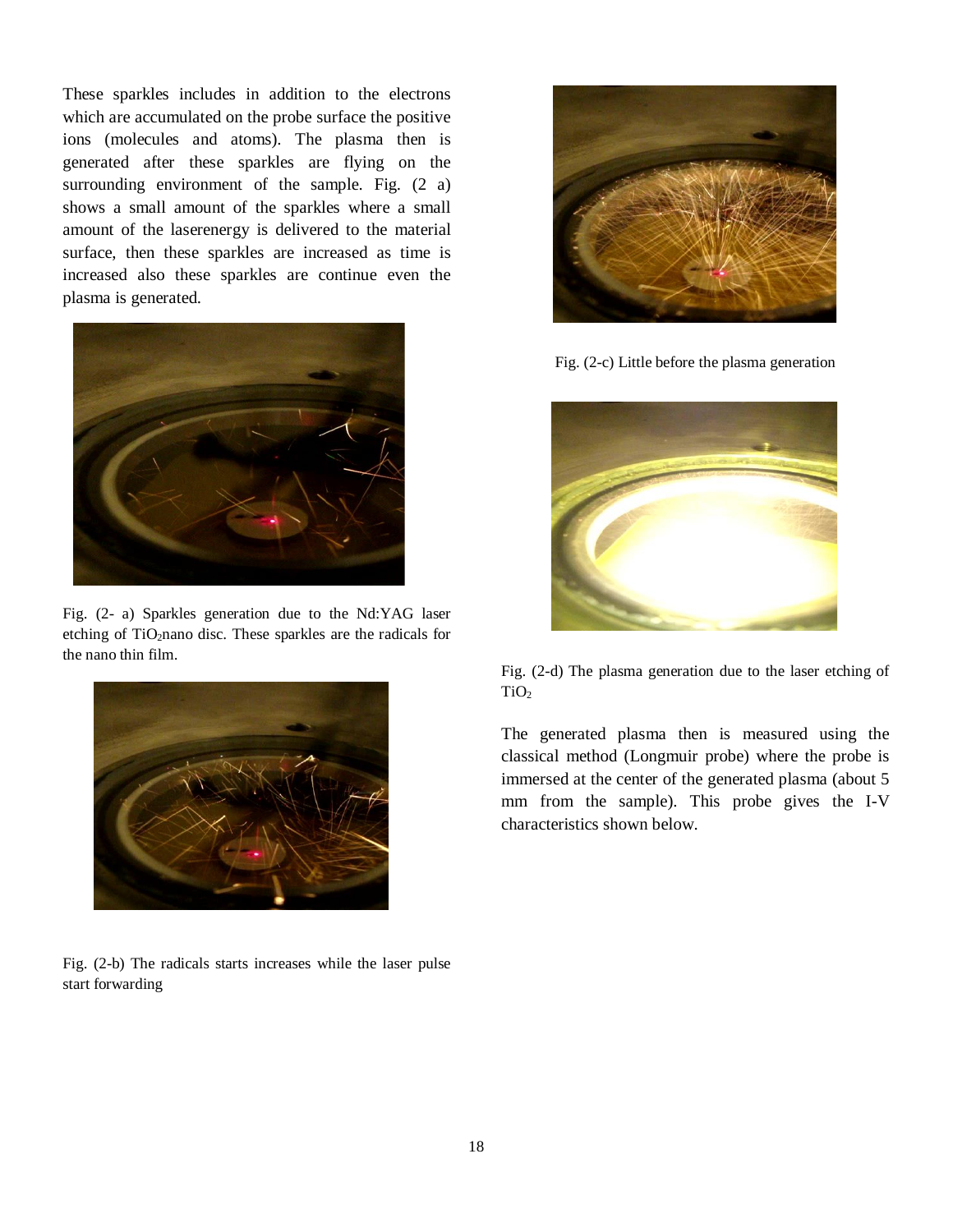These sparkles includes in addition to the electrons which are accumulated on the probe surface the positive ions (molecules and atoms). The plasma then is generated after these sparkles are flying on the surrounding environment of the sample. Fig. (2 a) shows a small amount of the sparkles where a small amount of the laserenergy is delivered to the material surface, then these sparkles are increased as time is increased also these sparkles are continue even the plasma is generated.

Fig. (2- a) Sparkles generation due to the Nd:YAG laser etching of $TiO_2$nano disc. These sparkles are the radicals for the nano thin film.

Fig. (2-b) The radicals starts increases while the laser pulse start forwarding

Fig. (2-c) Little before the plasma generation

Fig. (2-d) The plasma generation due to the laser etching of $TiO_2$

The generated plasma then is measured using the classical method (Longmuir probe) where the probe is immersed at the center of the generated plasma (about 5 mm from the sample). This probe gives the I-V characteristics shown below.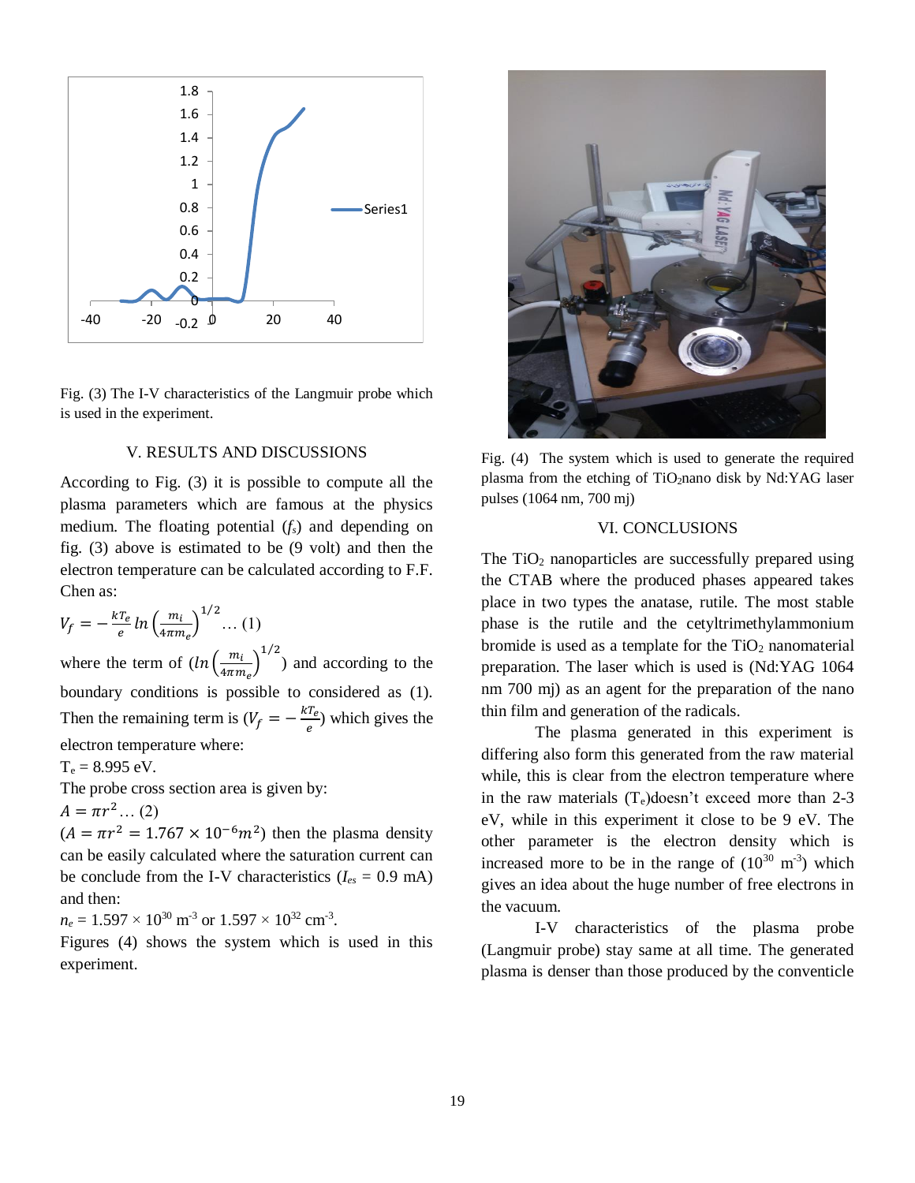Fig. (3) The I-V characteristics of the Langmuir probe which is used in the experiment.

## V. RESULTS AND DISCUSSIONS

According to Fig. (3) it is possible to compute all the plasma parameters which are famous at the physics medium. The floating potential ($f_s$) and depending on fig. (3) above is estimated to be (9 volt) and then the electron temperature can be calculated according to F.F. Chen as:

$$V_f = -\frac{kT_e}{e} \ln\left(\frac{m_i}{4\pi m_e}\right)^{1/2} \dots (1)$$

where the term of ($\ln\left(\frac{m_i}{4\pi m_e}\right)^{1/2}$) and according to the boundary conditions is possible to considered as (1). Then the remaining term is ($V_f = -\frac{kT_e}{e}$) which gives the electron temperature where:

$T_e$ = 8.995 eV.

The probe cross section area is given by:

$$A = \pi r^2 \dots (2)$$

($A = \pi r^2 = 1.767 \times 10^{-6} m^2$) then the plasma density can be easily calculated where the saturation current can be conclude from the I-V characteristics ($I_{es}$ = 0.9 mA) and then:

$n_e = 1.597 \times 10^{30}$ m$^{-3}$ or $1.597 \times 10^{32}$ cm$^{-3}$.

Figures (4) shows the system which is used in this experiment.

Fig. (4) The system which is used to generate the required plasma from the etching of $TiO_2$nano disk by Nd:YAG laser pulses (1064 nm, 700 mj)

## VI. CONCLUSIONS

The $TiO_2$ nanoparticles are successfully prepared using the CTAB where the produced phases appeared takes place in two types the anatase, rutile. The most stable phase is the rutile and the cetyltrimethylammonium bromide is used as a template for the $TiO_2$ nanomaterial preparation. The laser which is used is (Nd:YAG 1064 nm 700 mj) as an agent for the preparation of the nano thin film and generation of the radicals.

The plasma generated in this experiment is differing also form this generated from the raw material while, this is clear from the electron temperature where in the raw materials ($T_e$)doesn't exceed more than 2-3 eV, while in this experiment it close to be 9 eV. The other parameter is the electron density which is increased more to be in the range of ($10^{30}$ m$^{-3}$) which gives an idea about the huge number of free electrons in the vacuum.

I-V characteristics of the plasma probe (Langmuir probe) stay same at all time. The generated plasma is denser than those produced by the conventicle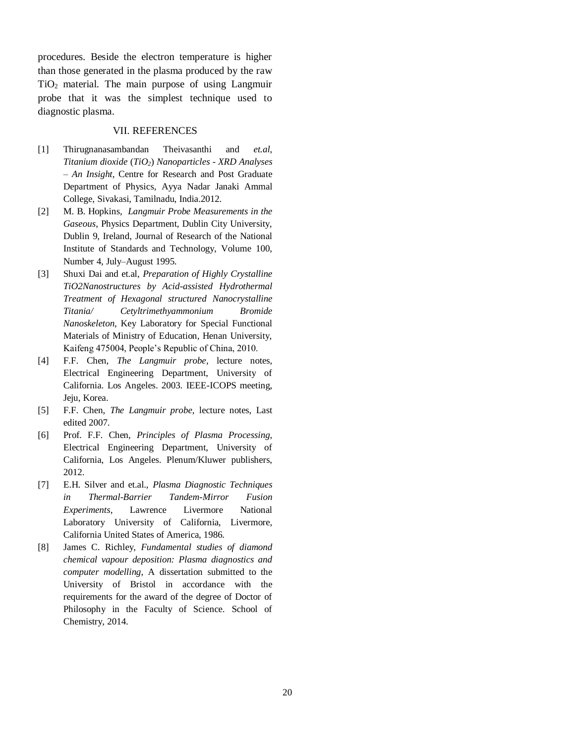procedures. Beside the electron temperature is higher than those generated in the plasma produced by the raw $TiO_2$ material. The main purpose of using Langmuir probe that it was the simplest technique used to diagnostic plasma.

## VII. REFERENCES

[1] Thirugnanasambandan Theivasanthi and *et.al*, *Titanium dioxide* (*$TiO_2$*) *Nanoparticles - XRD Analyses – An Insight*, Centre for Research and Post Graduate Department of Physics, Ayya Nadar Janaki Ammal College, Sivakasi, Tamilnadu, India.2012.

[2] M. B. Hopkins, *Langmuir Probe Measurements in the Gaseous*, Physics Department, Dublin City University, Dublin 9, Ireland, Journal of Research of the National Institute of Standards and Technology, Volume 100, Number 4, July–August 1995.

[3] Shuxi Dai and et.al, *Preparation of Highly Crystalline TiO2Nanostructures by Acid-assisted Hydrothermal Treatment of Hexagonal structured Nanocrystalline Titania/ Cetyltrimethyammonium Bromide Nanoskeleton*, Key Laboratory for Special Functional Materials of Ministry of Education, Henan University, Kaifeng 475004, People's Republic of China, 2010.

[4] F.F. Chen, *The Langmuir probe*, lecture notes, Electrical Engineering Department, University of California. Los Angeles. 2003. IEEE-ICOPS meeting, Jeju, Korea.

[5] F.F. Chen, *The Langmuir probe*, lecture notes, Last edited 2007.

[6] Prof. F.F. Chen, *Principles of Plasma Processing*, Electrical Engineering Department, University of California, Los Angeles. Plenum/Kluwer publishers, 2012.

[7] E.H. Silver and et.al., *Plasma Diagnostic Techniques in Thermal-Barrier Tandem-Mirror Fusion Experiments*, Lawrence Livermore National Laboratory University of California, Livermore, California United States of America, 1986.

[8] James C. Richley, *Fundamental studies of diamond chemical vapour deposition: Plasma diagnostics and computer modelling*, A dissertation submitted to the University of Bristol in accordance with the requirements for the award of the degree of Doctor of Philosophy in the Faculty of Science. School of Chemistry, 2014.